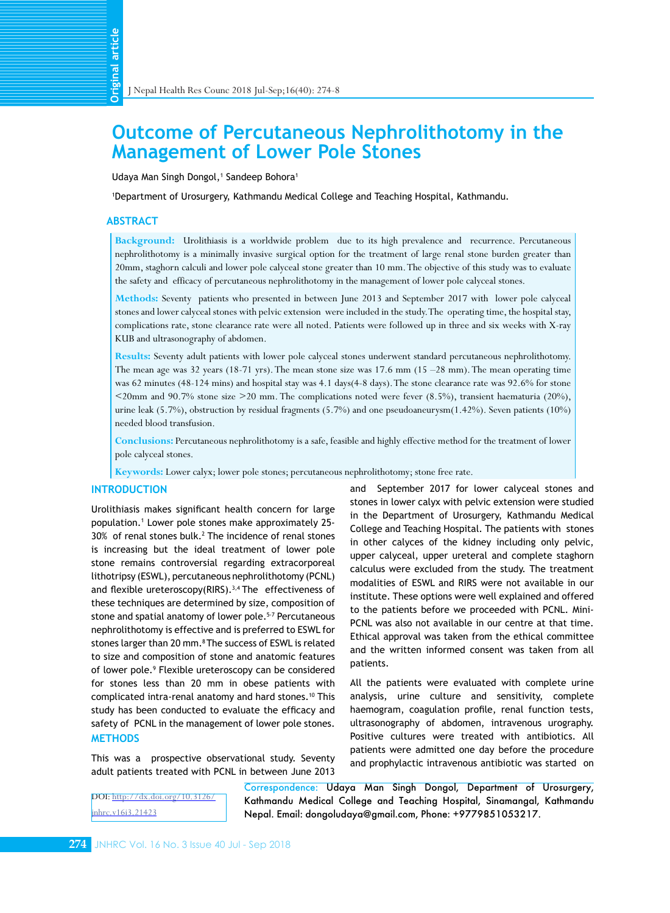# Outcome of Percutaneous Nephrolithotomy in the Management of Lower Pole Stones

Udaya Man Singh Dongol,[1] Sandeep Bohora[1]

[1]Department of Urosurgery, Kathmandu Medical College and Teaching Hospital, Kathmandu.

## ABSTRACT

**Background:** Urolithiasis is a worldwide problem due to its high prevalence and recurrence. Percutaneous nephrolithotomy is a minimally invasive surgical option for the treatment of large renal stone burden greater than 20mm, staghorn calculi and lower pole calyceal stone greater than 10 mm. The objective of this study was to evaluate the safety and efficacy of percutaneous nephrolithotomy in the management of lower pole calyceal stones.

**Methods:** Seventy patients who presented in between June 2013 and September 2017 with lower pole calyceal stones and lower calyceal stones with pelvic extension were included in the study. The operating time, the hospital stay, complications rate, stone clearance rate were all noted. Patients were followed up in three and six weeks with X-ray KUB and ultrasonography of abdomen.

**Results:** Seventy adult patients with lower pole calyceal stones underwent standard percutaneous nephrolithotomy. The mean age was 32 years (18-71 yrs). The mean stone size was 17.6 mm (15 –28 mm). The mean operating time was 62 minutes (48-124 mins) and hospital stay was 4.1 days(4-8 days). The stone clearance rate was 92.6% for stone <20mm and 90.7% stone size >20 mm. The complications noted were fever (8.5%), transient haematuria (20%), urine leak (5.7%), obstruction by residual fragments (5.7%) and one pseudoaneurysm(1.42%). Seven patients (10%) needed blood transfusion.

**Conclusions:** Percutaneous nephrolithotomy is a safe, feasible and highly effective method for the treatment of lower pole calyceal stones.

**Keywords:** Lower calyx; lower pole stones; percutaneous nephrolithotomy; stone free rate.

## INTRODUCTION

Urolithiasis makes significant health concern for large population.[1] Lower pole stones make approximately 25-30% of renal stones bulk.[2] The incidence of renal stones is increasing but the ideal treatment of lower pole stone remains controversial regarding extracorporeal lithotripsy (ESWL), percutaneous nephrolithotomy (PCNL) and flexible ureteroscopy(RIRS).[3,4] The effectiveness of these techniques are determined by size, composition of stone and spatial anatomy of lower pole.[5-7] Percutaneous nephrolithotomy is effective and is preferred to ESWL for stones larger than 20 mm.[8] The success of ESWL is related to size and composition of stone and anatomic features of lower pole.[9] Flexible ureteroscopy can be considered for stones less than 20 mm in obese patients with complicated intra-renal anatomy and hard stones.[10] This study has been conducted to evaluate the efficacy and safety of PCNL in the management of lower pole stones.

## METHODS

This was a prospective observational study. Seventy adult patients treated with PCNL in between June 2013 and September 2017 for lower calyceal stones and stones in lower calyx with pelvic extension were studied in the Department of Urosurgery, Kathmandu Medical College and Teaching Hospital. The patients with stones in other calyces of the kidney including only pelvic, upper calyceal, upper ureteral and complete staghorn calculus were excluded from the study. The treatment modalities of ESWL and RIRS were not available in our institute. These options were well explained and offered to the patients before we proceeded with PCNL. Mini-PCNL was also not available in our centre at that time. Ethical approval was taken from the ethical committee and the written informed consent was taken from all patients.

All the patients were evaluated with complete urine analysis, urine culture and sensitivity, complete haemogram, coagulation profile, renal function tests, ultrasonography of abdomen, intravenous urography. Positive cultures were treated with antibiotics. All patients were admitted one day before the procedure and prophylactic intravenous antibiotic was started on

DOI: http://dx.doi.org/10.33314/jnhrc.v16i3.21423

Correspondence: Udaya Man Singh Dongol, Department of Urosurgery, Kathmandu Medical College and Teaching Hospital, Sinamangal, Kathmandu Nepal. Email: dongoludaya@gmail.com, Phone: +9779851053217.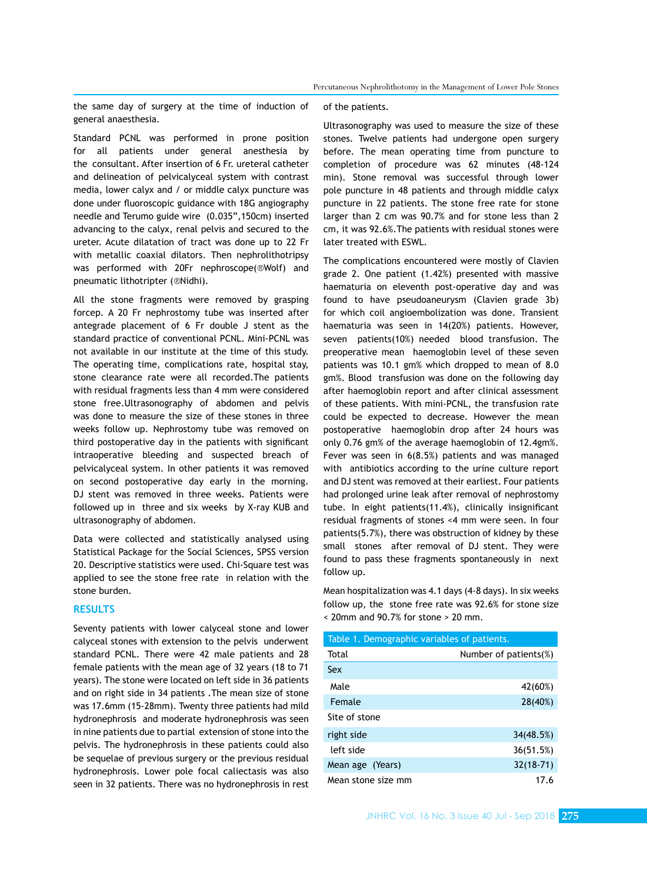the same day of surgery at the time of induction of general anaesthesia.

Standard PCNL was performed in prone position for all patients under general anesthesia by the consultant. After insertion of 6 Fr. ureteral catheter and delineation of pelvicalyceal system with contrast media, lower calyx and / or middle calyx puncture was done under fluoroscopic guidance with 18G angiography needle and Terumo guide wire (0.035",150cm) inserted advancing to the calyx, renal pelvis and secured to the ureter. Acute dilatation of tract was done up to 22 Fr with metallic coaxial dilators. Then nephrolithotripsy was performed with 20Fr nephroscope(®Wolf) and pneumatic lithotripter (®Nidhi).

All the stone fragments were removed by grasping forcep. A 20 Fr nephrostomy tube was inserted after antegrade placement of 6 Fr double J stent as the standard practice of conventional PCNL. Mini-PCNL was not available in our institute at the time of this study. The operating time, complications rate, hospital stay, stone clearance rate were all recorded.The patients with residual fragments less than 4 mm were considered stone free.Ultrasonography of abdomen and pelvis was done to measure the size of these stones in three weeks follow up. Nephrostomy tube was removed on third postoperative day in the patients with significant intraoperative bleeding and suspected breach of pelvicalyceal system. In other patients it was removed on second postoperative day early in the morning. DJ stent was removed in three weeks. Patients were followed up in three and six weeks by X-ray KUB and ultrasonography of abdomen.

Data were collected and statistically analysed using Statistical Package for the Social Sciences, SPSS version 20. Descriptive statistics were used. Chi-Square test was applied to see the stone free rate in relation with the stone burden.

## RESULTS

Seventy patients with lower calyceal stone and lower calyceal stones with extension to the pelvis underwent standard PCNL. There were 42 male patients and 28 female patients with the mean age of 32 years (18 to 71 years). The stone were located on left side in 36 patients and on right side in 34 patients .The mean size of stone was 17.6mm (15-28mm). Twenty three patients had mild hydronephrosis and moderate hydronephrosis was seen in nine patients due to partial extension of stone into the pelvis. The hydronephrosis in these patients could also be sequelae of previous surgery or the previous residual hydronephrosis. Lower pole focal caliectasis was also seen in 32 patients. There was no hydronephrosis in rest of the patients.

Ultrasonography was used to measure the size of these stones. Twelve patients had undergone open surgery before. The mean operating time from puncture to completion of procedure was 62 minutes (48-124 min). Stone removal was successful through lower pole puncture in 48 patients and through middle calyx puncture in 22 patients. The stone free rate for stone larger than 2 cm was 90.7% and for stone less than 2 cm, it was 92.6%.The patients with residual stones were later treated with ESWL.

The complications encountered were mostly of Clavien grade 2. One patient (1.42%) presented with massive haematuria on eleventh post-operative day and was found to have pseudoaneurysm (Clavien grade 3b) for which coil angioembolization was done. Transient haematuria was seen in 14(20%) patients. However, seven patients(10%) needed blood transfusion. The preoperative mean haemoglobin level of these seven patients was 10.1 gm% which dropped to mean of 8.0 gm%. Blood transfusion was done on the following day after haemoglobin report and after clinical assessment of these patients. With mini-PCNL, the transfusion rate could be expected to decrease. However the mean postoperative haemoglobin drop after 24 hours was only 0.76 gm% of the average haemoglobin of 12.4gm%. Fever was seen in 6(8.5%) patients and was managed with antibiotics according to the urine culture report and DJ stent was removed at their earliest. Four patients had prolonged urine leak after removal of nephrostomy tube. In eight patients(11.4%), clinically insignificant residual fragments of stones <4 mm were seen. In four patients(5.7%), there was obstruction of kidney by these small stones after removal of DJ stent. They were found to pass these fragments spontaneously in next follow up.

Mean hospitalization was 4.1 days (4-8 days). In six weeks follow up, the stone free rate was 92.6% for stone size < 20mm and 90.7% for stone > 20 mm.

Table 1. Demographic variables of patients.

| Total | Number of patients(%) |
|---|---|
| Sex | |
| Male | 42(60%) |
| Female | 28(40%) |
| Site of stone | |
| right side | 34(48.5%) |
| left side | 36(51.5%) |
| Mean age (Years) | 32(18-71) |
| Mean stone size mm | 17.6 |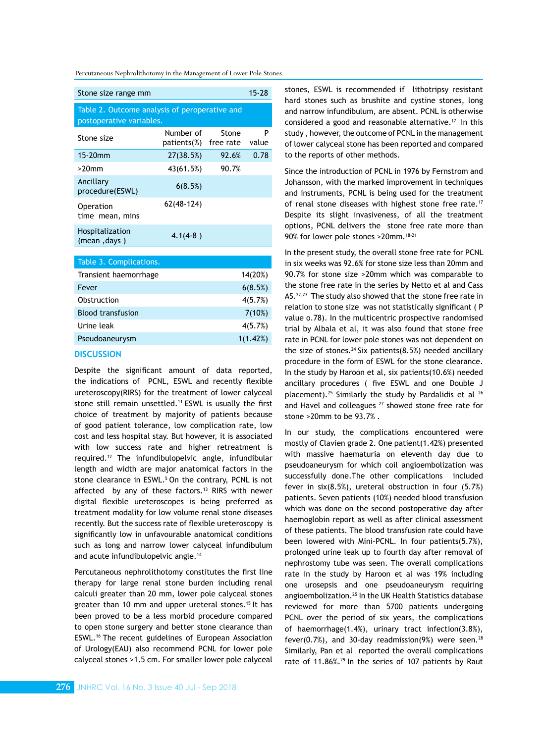| Stone size range mm | 15-28 |
|---|---|

Table 2. Outcome analysis of peroperative and postoperative variables.

| Stone size | Number of patients(%) | Stone free rate | P value |
|---|---|---|---|
| 15-20mm | 27(38.5%) | 92.6% | 0.78 |
| >20mm | 43(61.5%) | 90.7% | |
| Ancillary procedure(ESWL) | 6(8.5%) | | |
| Operation time mean, mins | 62(48-124) | | |
| Hospitalization (mean ,days ) | 4.1(4-8 ) | | |

Table 3. Complications.

| Complication | n(%) |
|---|---|
| Transient haemorrhage | 14(20%) |
| Fever | 6(8.5%) |
| Obstruction | 4(5.7%) |
| Blood transfusion | 7(10%) |
| Urine leak | 4(5.7%) |
| Pseudoaneurysm | 1(1.42%) |

## DISCUSSION

Despite the significant amount of data reported, the indications of PCNL, ESWL and recently flexible ureteroscopy(RIRS) for the treatment of lower calyceal stone still remain unsettled.[11] ESWL is usually the first choice of treatment by majority of patients because of good patient tolerance, low complication rate, low cost and less hospital stay. But however, it is associated with low success rate and higher retreatment is required.[12] The infundibulopelvic angle, infundibular length and width are major anatomical factors in the stone clearance in ESWL.[5] On the contrary, PCNL is not affected by any of these factors.[13] RIRS with newer digital flexible ureteroscopes is being preferred as treatment modality for low volume renal stone diseases recently. But the success rate of flexible ureteroscopy is significantly low in unfavourable anatomical conditions such as long and narrow lower calyceal infundibulum and acute infundibulopelvic angle.[14]

Percutaneous nephrolithotomy constitutes the first line therapy for large renal stone burden including renal calculi greater than 20 mm, lower pole calyceal stones greater than 10 mm and upper ureteral stones.[15] It has been proved to be a less morbid procedure compared to open stone surgery and better stone clearance than ESWL.[16] The recent guidelines of European Association of Urology(EAU) also recommend PCNL for lower pole calyceal stones >1.5 cm. For smaller lower pole calyceal stones, ESWL is recommended if lithotripsy resistant hard stones such as brushite and cystine stones, long and narrow infundibulum, are absent. PCNL is otherwise considered a good and reasonable alternative.[17] In this study , however, the outcome of PCNL in the management of lower calyceal stone has been reported and compared to the reports of other methods.

Since the introduction of PCNL in 1976 by Fernstrom and Johansson, with the marked improvement in techniques and instruments, PCNL is being used for the treatment of renal stone diseases with highest stone free rate.[17] Despite its slight invasiveness, of all the treatment options, PCNL delivers the stone free rate more than 90% for lower pole stones >20mm.[18-21]

In the present study, the overall stone free rate for PCNL in six weeks was 92.6% for stone size less than 20mm and 90.7% for stone size >20mm which was comparable to the stone free rate in the series by Netto et al and Cass AS.[22,23] The study also showed that the stone free rate in relation to stone size was not statistically significant ( P value o.78). In the multicentric prospective randomised trial by Albala et al, it was also found that stone free rate in PCNL for lower pole stones was not dependent on the size of stones.[24] Six patients(8.5%) needed ancillary procedure in the form of ESWL for the stone clearance. In the study by Haroon et al, six patients(10.6%) needed ancillary procedures ( five ESWL and one Double J placement).[25] Similarly the study by Pardalidis et al [26] and Havel and colleagues [27] showed stone free rate for stone >20mm to be 93.7% .

In our study, the complications encountered were mostly of Clavien grade 2. One patient(1.42%) presented with massive haematuria on eleventh day due to pseudoaneurysm for which coil angioembolization was successfully done.The other complications included fever in six(8.5%), ureteral obstruction in four (5.7%) patients. Seven patients (10%) needed blood transfusion which was done on the second postoperative day after haemoglobin report as well as after clinical assessment of these patients. The blood transfusion rate could have been lowered with Mini-PCNL. In four patients(5.7%), prolonged urine leak up to fourth day after removal of nephrostomy tube was seen. The overall complications rate in the study by Haroon et al was 19% including one urosepsis and one pseudoaneurysm requiring angioembolization.[25] In the UK Health Statistics database reviewed for more than 5700 patients undergoing PCNL over the period of six years, the complications of haemorrhage(1.4%), urinary tract infection(3.8%), fever(0.7%), and 30-day readmission(9%) were seen.[28] Similarly, Pan et al reported the overall complications rate of 11.86%.[29] In the series of 107 patients by Raut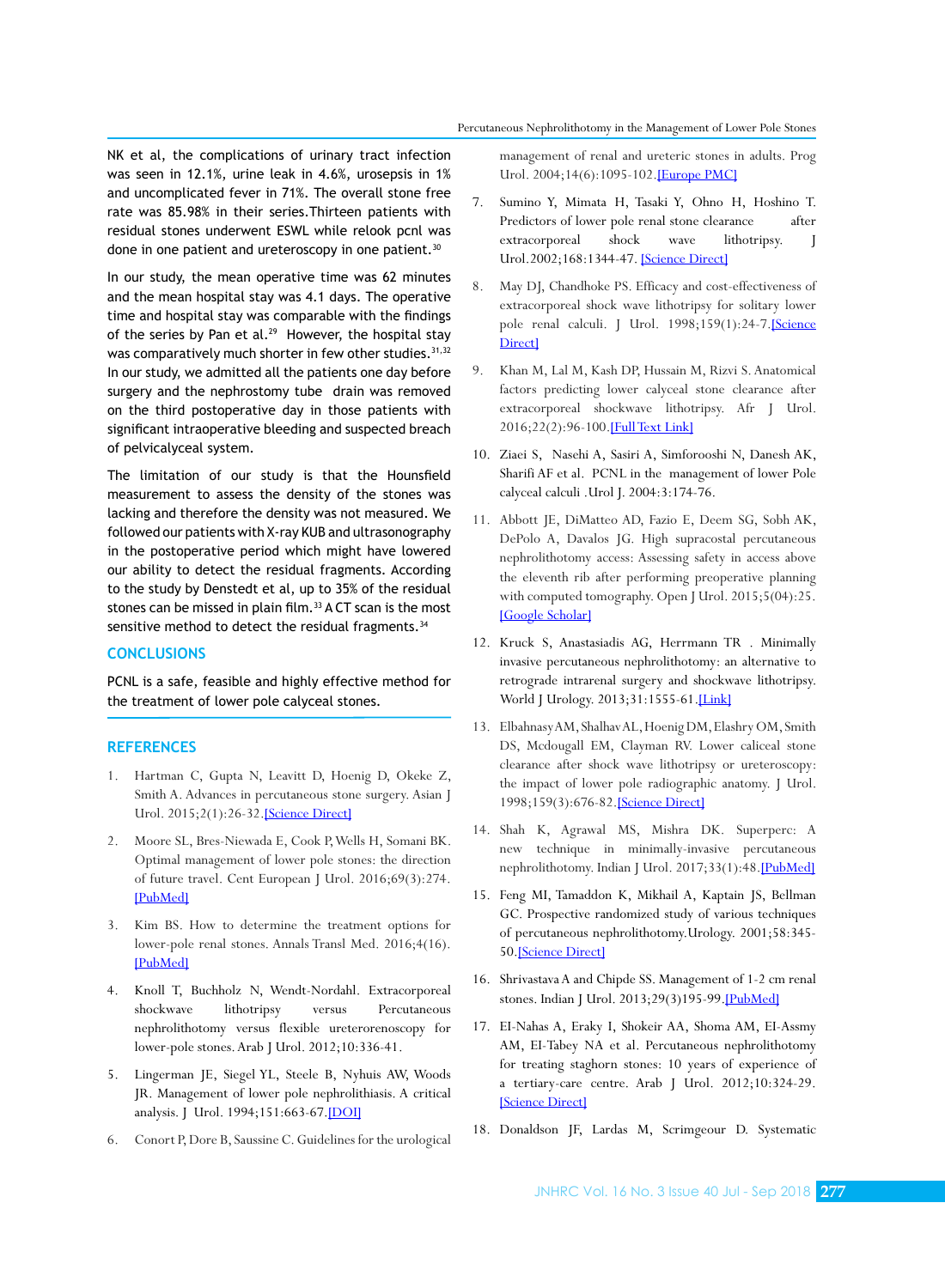NK et al, the complications of urinary tract infection was seen in 12.1%, urine leak in 4.6%, urosepsis in 1% and uncomplicated fever in 71%. The overall stone free rate was 85.98% in their series.Thirteen patients with residual stones underwent ESWL while relook pcnl was done in one patient and ureteroscopy in one patient.[30]

In our study, the mean operative time was 62 minutes and the mean hospital stay was 4.1 days. The operative time and hospital stay was comparable with the findings of the series by Pan et al.[29] However, the hospital stay was comparatively much shorter in few other studies.[31,32] In our study, we admitted all the patients one day before surgery and the nephrostomy tube drain was removed on the third postoperative day in those patients with significant intraoperative bleeding and suspected breach of pelvicalyceal system.

The limitation of our study is that the Hounsfield measurement to assess the density of the stones was lacking and therefore the density was not measured. We followed our patients with X-ray KUB and ultrasonography in the postoperative period which might have lowered our ability to detect the residual fragments. According to the study by Denstedt et al, up to 35% of the residual stones can be missed in plain film.[33] A CT scan is the most sensitive method to detect the residual fragments.[34]

## CONCLUSIONS

PCNL is a safe, feasible and highly effective method for the treatment of lower pole calyceal stones.

## REFERENCES

1. Hartman C, Gupta N, Leavitt D, Hoenig D, Okeke Z, Smith A. Advances in percutaneous stone surgery. Asian J Urol. 2015;2(1):26-32.[Science Direct]
2. Moore SL, Bres-Niewada E, Cook P, Wells H, Somani BK. Optimal management of lower pole stones: the direction of future travel. Cent European J Urol. 2016;69(3):274. [PubMed]
3. Kim BS. How to determine the treatment options for lower-pole renal stones. Annals Transl Med. 2016;4(16). [PubMed]
4. Knoll T, Buchholz N, Wendt-Nordahl. Extracorporeal shockwave lithotripsy versus Percutaneous nephrolithotomy versus flexible ureterorenoscopy for lower-pole stones. Arab J Urol. 2012;10:336-41.
5. Lingerman JE, Siegel YL, Steele B, Nyhuis AW, Woods JR. Management of lower pole nephrolithiasis. A critical analysis. J Urol. 1994;151:663-67.[DOI]
6. Conort P, Dore B, Saussine C. Guidelines for the urological management of renal and ureteric stones in adults. Prog Urol. 2004;14(6):1095-102.[Europe PMC]
7. Sumino Y, Mimata H, Tasaki Y, Ohno H, Hoshino T. Predictors of lower pole renal stone clearance after extracorporeal shock wave lithotripsy. J Urol.2002;168:1344-47. [Science Direct]
8. May DJ, Chandhoke PS. Efficacy and cost-effectiveness of extracorporeal shock wave lithotripsy for solitary lower pole renal calculi. J Urol. 1998;159(1):24-7.[Science Direct]
9. Khan M, Lal M, Kash DP, Hussain M, Rizvi S. Anatomical factors predicting lower calyceal stone clearance after extracorporeal shockwave lithotripsy. Afr J Urol. 2016;22(2):96-100.[Full Text Link]
10. Ziaei S, Nasehi A, Sasiri A, Simforooshi N, Danesh AK, Sharifi AF et al. PCNL in the management of lower Pole calyceal calculi .Urol J. 2004:3:174-76.
11. Abbott JE, DiMatteo AD, Fazio E, Deem SG, Sobh AK, DePolo A, Davalos JG. High supracostal percutaneous nephrolithotomy access: Assessing safety in access above the eleventh rib after performing preoperative planning with computed tomography. Open J Urol. 2015;5(04):25. [Google Scholar]
12. Kruck S, Anastasiadis AG, Herrmann TR . Minimally invasive percutaneous nephrolithotomy: an alternative to retrograde intrarenal surgery and shockwave lithotripsy. World J Urology. 2013;31:1555-61.[Link]
13. Elbahnasy AM, Shalhav AL, Hoenig DM, Elashry OM, Smith DS, Mcdougall EM, Clayman RV. Lower caliceal stone clearance after shock wave lithotripsy or ureteroscopy: the impact of lower pole radiographic anatomy. J Urol. 1998;159(3):676-82.[Science Direct]
14. Shah K, Agrawal MS, Mishra DK. Superperc: A new technique in minimally-invasive percutaneous nephrolithotomy. Indian J Urol. 2017;33(1):48.[PubMed]
15. Feng MI, Tamaddon K, Mikhail A, Kaptain JS, Bellman GC. Prospective randomized study of various techniques of percutaneous nephrolithotomy.Urology. 2001;58:345-50.[Science Direct]
16. Shrivastava A and Chipde SS. Management of 1-2 cm renal stones. Indian J Urol. 2013;29(3)195-99.[PubMed]
17. El-Nahas A, Eraky I, Shokeir AA, Shoma AM, El-Assmy AM, El-Tabey NA et al. Percutaneous nephrolithotomy for treating staghorn stones: 10 years of experience of a tertiary-care centre. Arab J Urol. 2012;10:324-29. [Science Direct]
18. Donaldson JF, Lardas M, Scrimgeour D. Systematic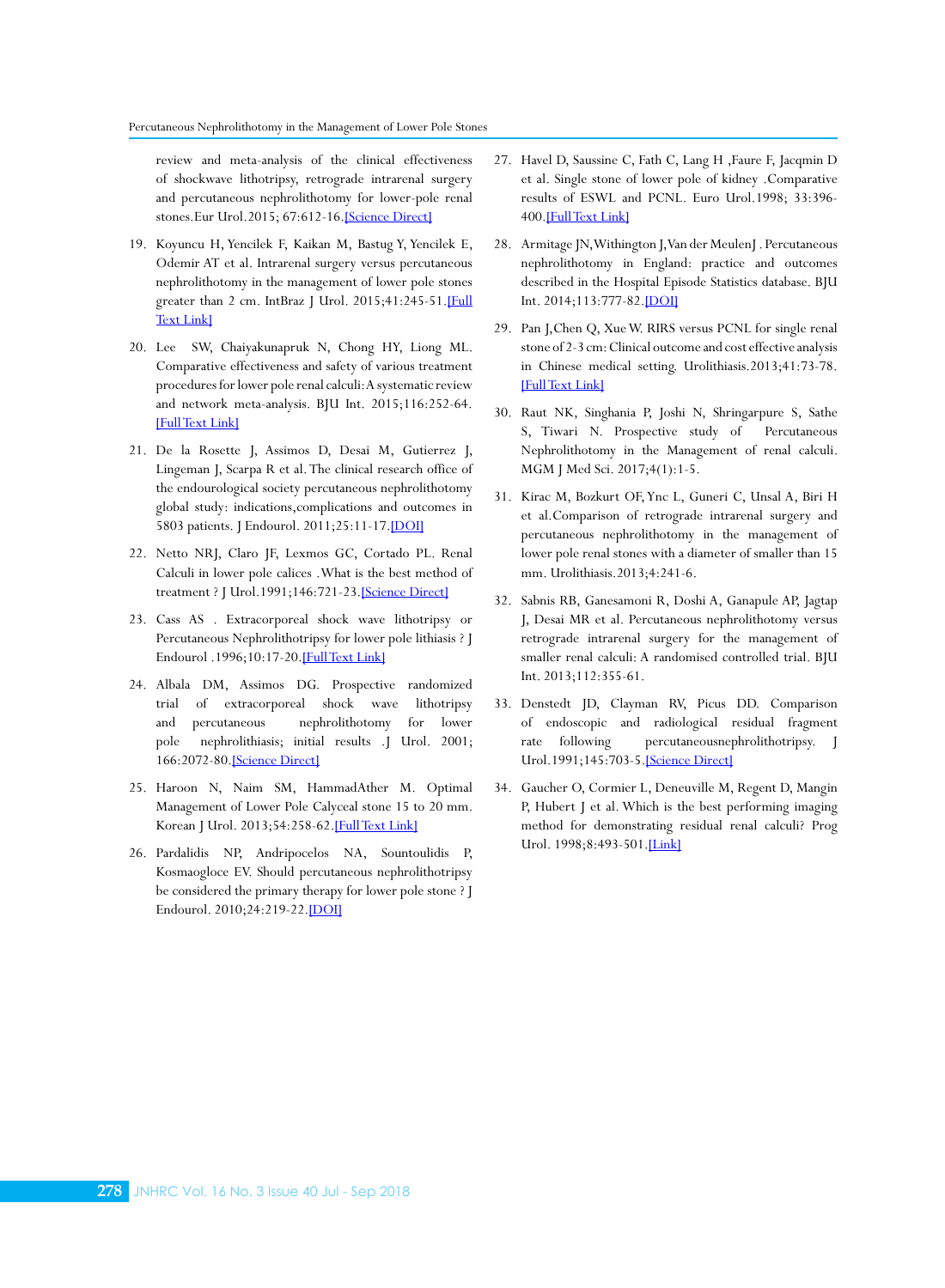review and meta-analysis of the clinical effectiveness of shockwave lithotripsy, retrograde intrarenal surgery and percutaneous nephrolithotomy for lower-pole renal stones.Eur Urol.2015; 67:612-16.[Science Direct]

19. Koyuncu H, Yencilek F, Kaikan M, Bastug Y, Yencilek E, Odemir AT et al. Intrarenal surgery versus percutaneous nephrolithotomy in the management of lower pole stones greater than 2 cm. IntBraz J Urol. 2015;41:245-51.[Full Text Link]

20. Lee SW, Chaiyakunapruk N, Chong HY, Liong ML. Comparative effectiveness and safety of various treatment procedures for lower pole renal calculi:A systematic review and network meta-analysis. BJU Int. 2015;116:252-64. [Full Text Link]

21. De la Rosette J, Assimos D, Desai M, Gutierrez J, Lingeman J, Scarpa R et al. The clinical research office of the endourological society percutaneous nephrolithotomy global study: indications,complications and outcomes in 5803 patients. J Endourol. 2011;25:11-17.[DOI]

22. Netto NRJ, Claro JF, Lexmos GC, Cortado PL. Renal Calculi in lower pole calices .What is the best method of treatment ? J Urol.1991;146:721-23.[Science Direct]

23. Cass AS . Extracorporeal shock wave lithotripsy or Percutaneous Nephrolithotripsy for lower pole lithiasis ? J Endourol .1996;10:17-20.[Full Text Link]

24. Albala DM, Assimos DG. Prospective randomized trial of extracorporeal shock wave lithotripsy and percutaneous nephrolithotomy for lower pole nephrolithiasis; initial results .J Urol. 2001; 166:2072-80.[Science Direct]

25. Haroon N, Naim SM, HammadAther M. Optimal Management of Lower Pole Calyceal stone 15 to 20 mm. Korean J Urol. 2013;54:258-62.[Full Text Link]

26. Pardalidis NP, Andripocelos NA, Sountoulidis P, Kosmaogloce EV. Should percutaneous nephrolithotripsy be considered the primary therapy for lower pole stone ? J Endourol. 2010;24:219-22.[DOI]

27. Havel D, Saussine C, Fath C, Lang H ,Faure F, Jacqmin D et al. Single stone of lower pole of kidney .Comparative results of ESWL and PCNL. Euro Urol.1998; 33:396-400.[Full Text Link]

28. Armitage JN,Withington J,Van der MeulenJ . Percutaneous nephrolithotomy in England: practice and outcomes described in the Hospital Episode Statistics database. BJU Int. 2014;113:777-82.[DOI]

29. Pan J,Chen Q, Xue W. RIRS versus PCNL for single renal stone of 2-3 cm: Clinical outcome and cost effective analysis in Chinese medical setting. Urolithiasis.2013;41:73-78. [Full Text Link]

30. Raut NK, Singhania P, Joshi N, Shringarpure S, Sathe S, Tiwari N. Prospective study of Percutaneous Nephrolithotomy in the Management of renal calculi. MGM J Med Sci. 2017;4(1):1-5.

31. Kirac M, Bozkurt OF, Ync L, Guneri C, Unsal A, Biri H et al.Comparison of retrograde intrarenal surgery and percutaneous nephrolithotomy in the management of lower pole renal stones with a diameter of smaller than 15 mm. Urolithiasis.2013;4:241-6.

32. Sabnis RB, Ganesamoni R, Doshi A, Ganapule AP, Jagtap J, Desai MR et al. Percutaneous nephrolithotomy versus retrograde intrarenal surgery for the management of smaller renal calculi: A randomised controlled trial. BJU Int. 2013;112:355-61.

33. Denstedt JD, Clayman RV, Picus DD. Comparison of endoscopic and radiological residual fragment rate following percutaneousnephrolithotripsy. J Urol.1991;145:703-5.[Science Direct]

34. Gaucher O, Cormier L, Deneuville M, Regent D, Mangin P, Hubert J et al. Which is the best performing imaging method for demonstrating residual renal calculi? Prog Urol. 1998;8:493-501.[Link]